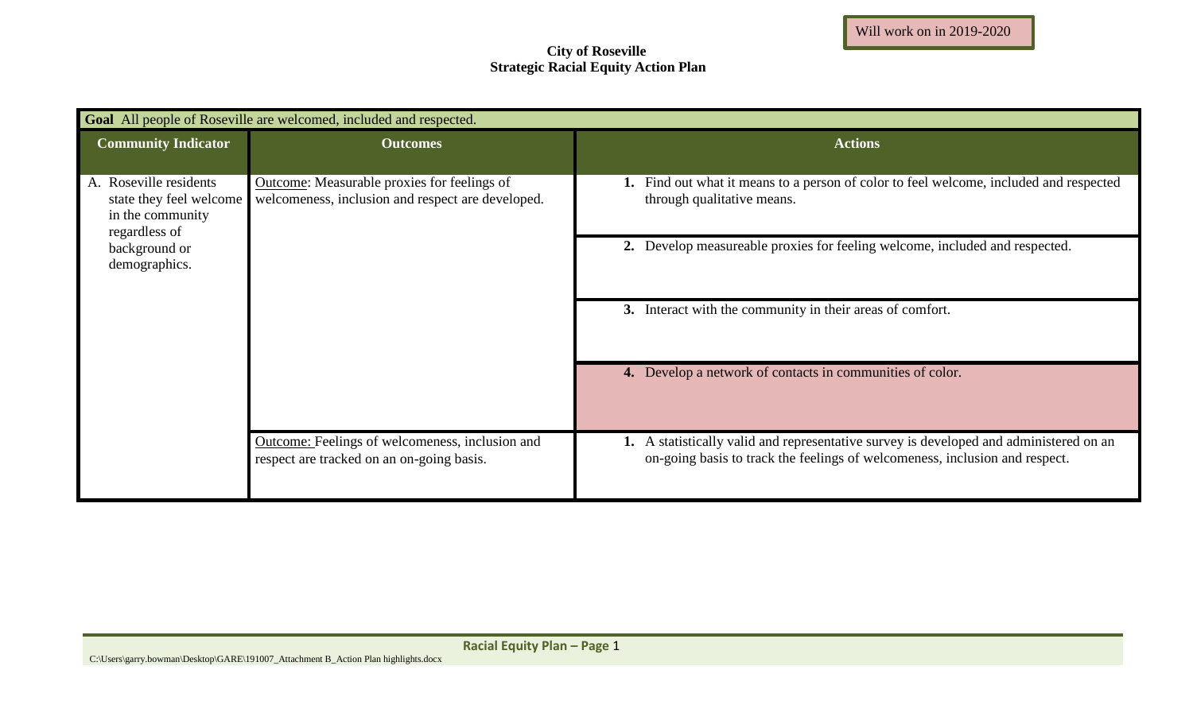Will work on in 2019-2020

**City of Roseville**
**Strategic Racial Equity Action Plan**

| **Goal** All people of Roseville are welcomed, included and respected. | | |
|---|---|---|
| **Community Indicator** | **Outcomes** | **Actions** |
| A. Roseville residents state they feel welcome in the community regardless of background or demographics. | Outcome: Measurable proxies for feelings of welcomeness, inclusion and respect are developed. | **1.** Find out what it means to a person of color to feel welcome, included and respected through qualitative means. |
| | | **2.** Develop measureable proxies for feeling welcome, included and respected. |
| | | **3.** Interact with the community in their areas of comfort. |
| | | **4.** Develop a network of contacts in communities of color. |
| | Outcome: Feelings of welcomeness, inclusion and respect are tracked on an on-going basis. | **1.** A statistically valid and representative survey is developed and administered on an on-going basis to track the feelings of welcomeness, inclusion and respect. |

C:\Users\garry.bowman\Desktop\GARE\191007_Attachment B_Action Plan highlights.docx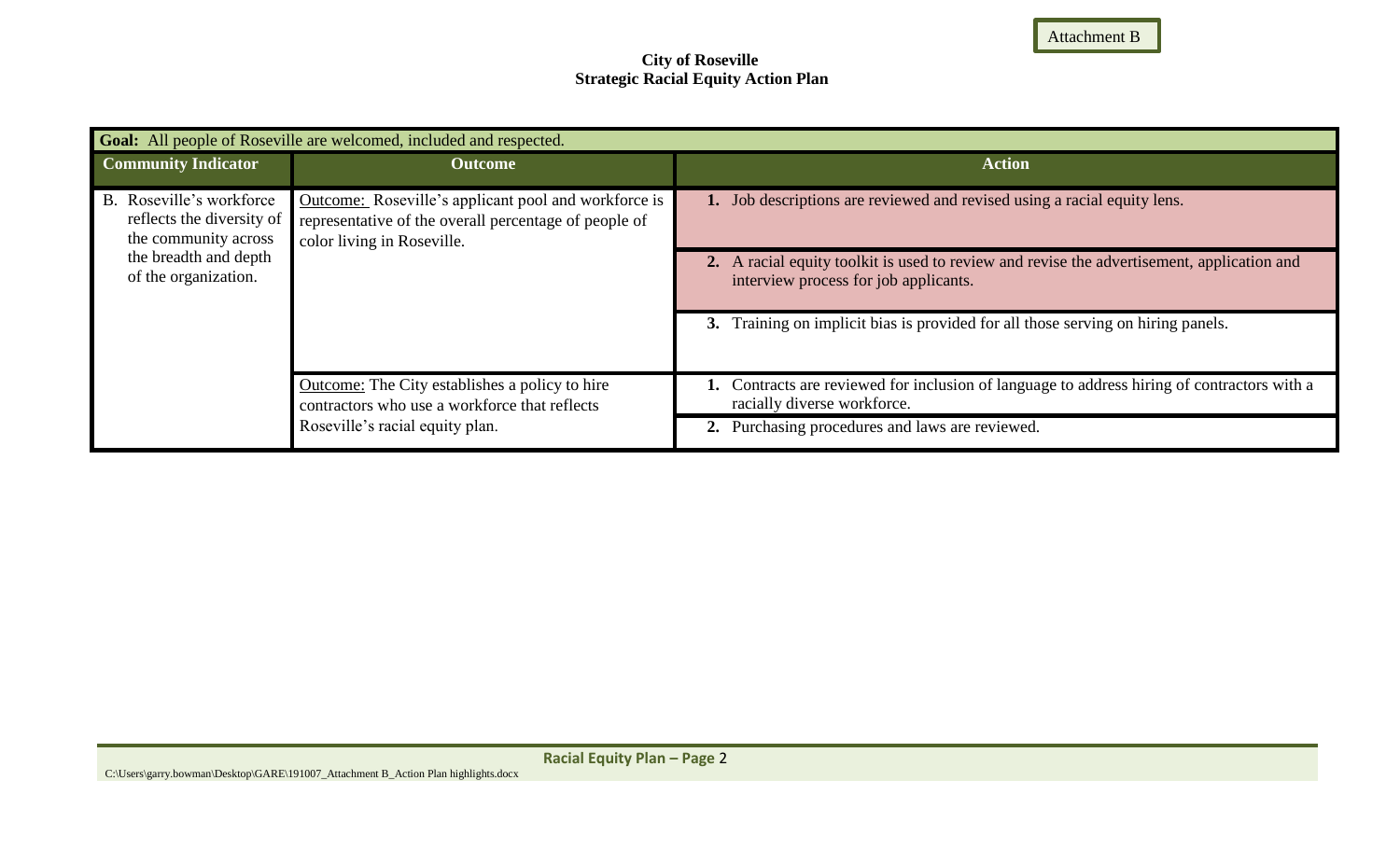Attachment B

**City of Roseville**
**Strategic Racial Equity Action Plan**

| **Goal:** All people of Roseville are welcomed, included and respected. | | |
|---|---|---|
| **Community Indicator** | **Outcome** | **Action** |
| B. Roseville's workforce reflects the diversity of the community across the breadth and depth of the organization. | Outcome: Roseville's applicant pool and workforce is representative of the overall percentage of people of color living in Roseville. | **1.** Job descriptions are reviewed and revised using a racial equity lens. |
| | | **2.** A racial equity toolkit is used to review and revise the advertisement, application and interview process for job applicants. |
| | | **3.** Training on implicit bias is provided for all those serving on hiring panels. |
| | Outcome: The City establishes a policy to hire contractors who use a workforce that reflects Roseville's racial equity plan. | **1.** Contracts are reviewed for inclusion of language to address hiring of contractors with a racially diverse workforce. |
| | | **2.** Purchasing procedures and laws are reviewed. |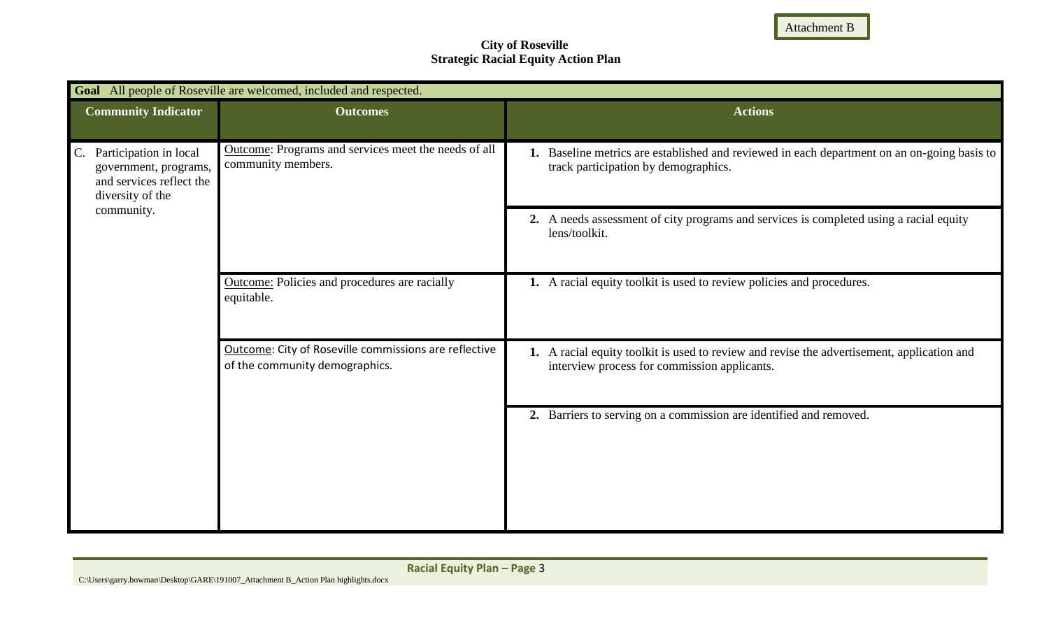Attachment B

**City of Roseville**
**Strategic Racial Equity Action Plan**

| **Goal** All people of Roseville are welcomed, included and respected. | | |
|---|---|---|
| **Community Indicator** | **Outcomes** | **Actions** |
| C. Participation in local government, programs, and services reflect the diversity of the community. | Outcome: Programs and services meet the needs of all community members. | **1.** Baseline metrics are established and reviewed in each department on an on-going basis to track participation by demographics. |
| | | **2.** A needs assessment of city programs and services is completed using a racial equity lens/toolkit. |
| | Outcome: Policies and procedures are racially equitable. | **1.** A racial equity toolkit is used to review policies and procedures. |
| | Outcome: City of Roseville commissions are reflective of the community demographics. | **1.** A racial equity toolkit is used to review and revise the advertisement, application and interview process for commission applicants. |
| | | **2.** Barriers to serving on a commission are identified and removed. |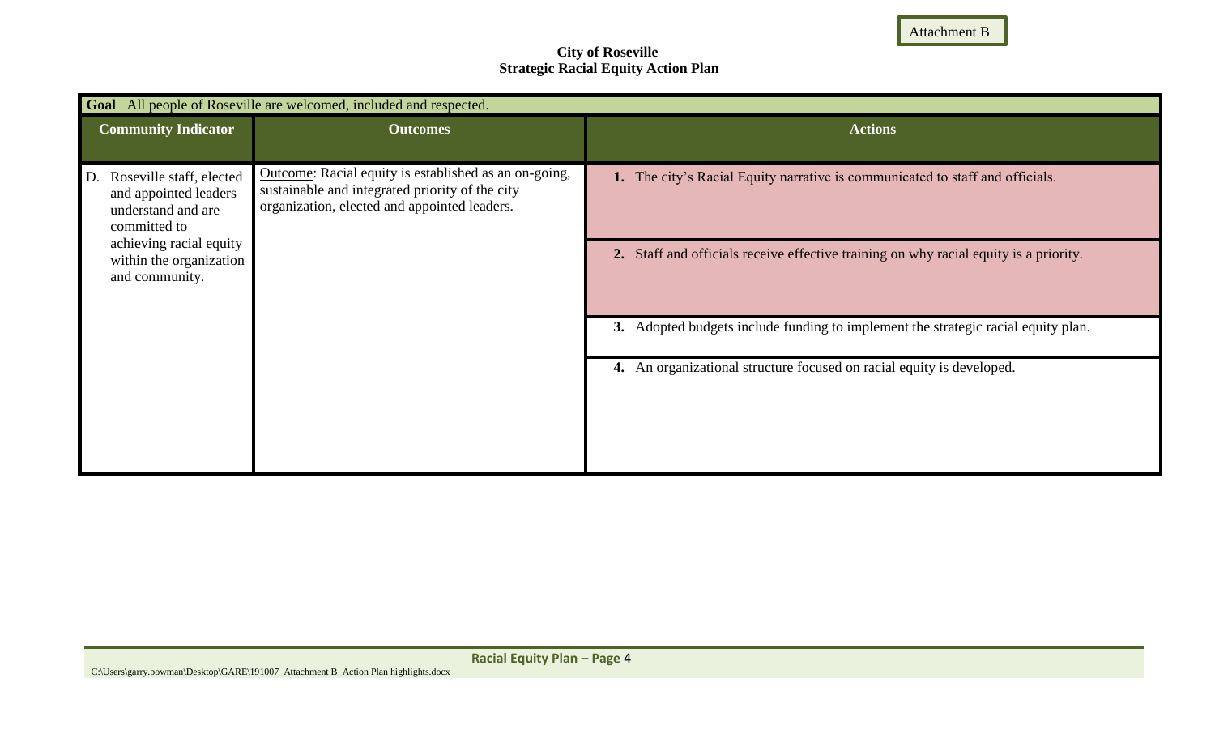Attachment B

**City of Roseville**
**Strategic Racial Equity Action Plan**

| **Goal** All people of Roseville are welcomed, included and respected. | | |
|---|---|---|
| **Community Indicator** | **Outcomes** | **Actions** |
| D. Roseville staff, elected and appointed leaders understand and are committed to achieving racial equity within the organization and community. | Outcome: Racial equity is established as an on-going, sustainable and integrated priority of the city organization, elected and appointed leaders. | **1.** The city's Racial Equity narrative is communicated to staff and officials. |
| | | **2.** Staff and officials receive effective training on why racial equity is a priority. |
| | | **3.** Adopted budgets include funding to implement the strategic racial equity plan. |
| | | **4.** An organizational structure focused on racial equity is developed. |

C:\Users\garry.bowman\Desktop\GARE\191007_Attachment B_Action Plan highlights.docx